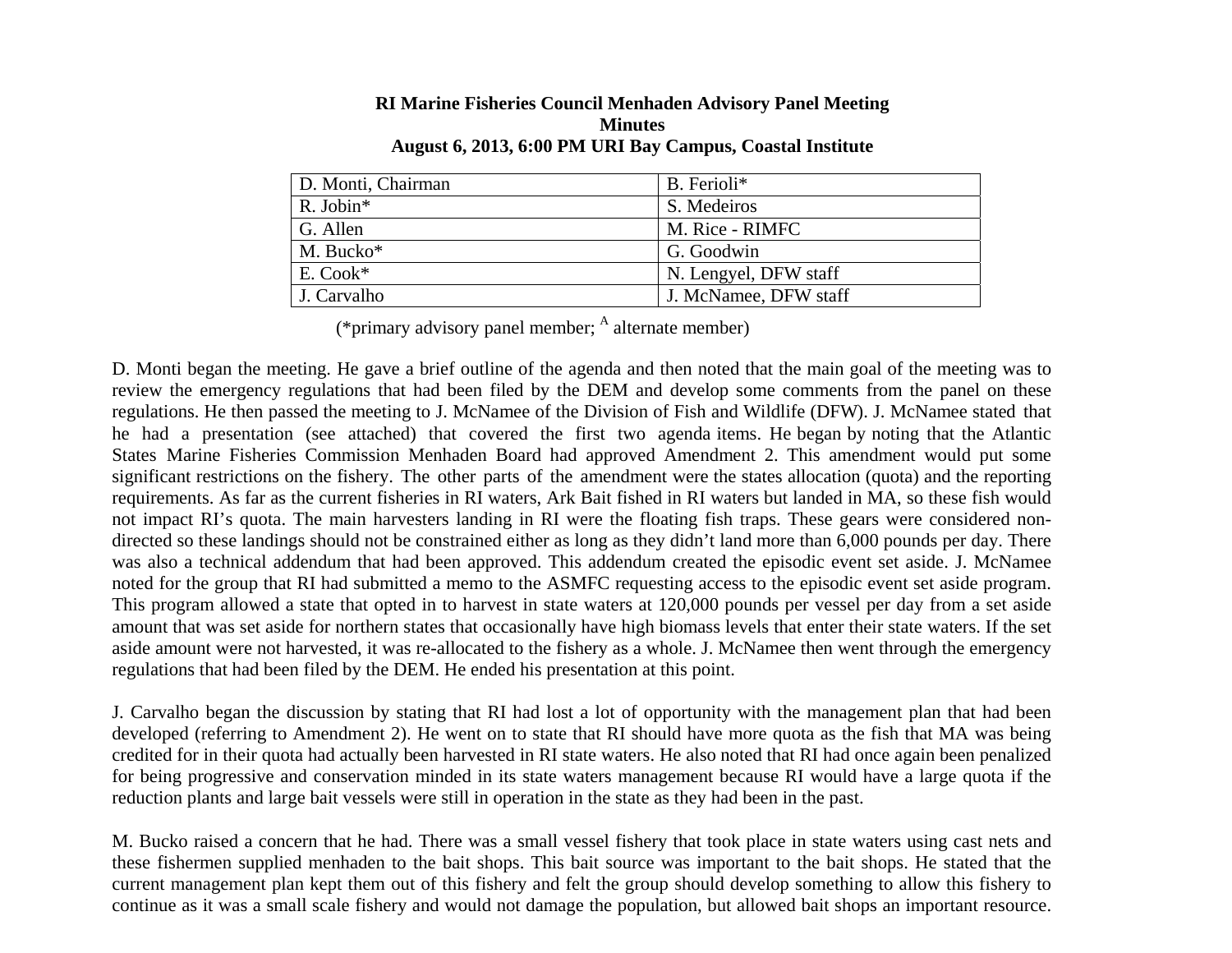**RI Marine Fisheries Council Menhaden Advisory Panel Meeting**
**Minutes**
**August 6, 2013, 6:00 PM URI Bay Campus, Coastal Institute**

| D. Monti, Chairman | B. Ferioli* |
|---|---|
| R. Jobin* | S. Medeiros |
| G. Allen | M. Rice - RIMFC |
| M. Bucko* | G. Goodwin |
| E. Cook* | N. Lengyel, DFW staff |
| J. Carvalho | J. McNamee, DFW staff |

(*primary advisory panel member; [A] alternate member)

D. Monti began the meeting. He gave a brief outline of the agenda and then noted that the main goal of the meeting was to review the emergency regulations that had been filed by the DEM and develop some comments from the panel on these regulations. He then passed the meeting to J. McNamee of the Division of Fish and Wildlife (DFW). J. McNamee stated that he had a presentation (see attached) that covered the first two agenda items. He began by noting that the Atlantic States Marine Fisheries Commission Menhaden Board had approved Amendment 2. This amendment would put some significant restrictions on the fishery. The other parts of the amendment were the states allocation (quota) and the reporting requirements. As far as the current fisheries in RI waters, Ark Bait fished in RI waters but landed in MA, so these fish would not impact RI's quota. The main harvesters landing in RI were the floating fish traps. These gears were considered non-directed so these landings should not be constrained either as long as they didn't land more than 6,000 pounds per day. There was also a technical addendum that had been approved. This addendum created the episodic event set aside. J. McNamee noted for the group that RI had submitted a memo to the ASMFC requesting access to the episodic event set aside program. This program allowed a state that opted in to harvest in state waters at 120,000 pounds per vessel per day from a set aside amount that was set aside for northern states that occasionally have high biomass levels that enter their state waters. If the set aside amount were not harvested, it was re-allocated to the fishery as a whole. J. McNamee then went through the emergency regulations that had been filed by the DEM. He ended his presentation at this point.

J. Carvalho began the discussion by stating that RI had lost a lot of opportunity with the management plan that had been developed (referring to Amendment 2). He went on to state that RI should have more quota as the fish that MA was being credited for in their quota had actually been harvested in RI state waters. He also noted that RI had once again been penalized for being progressive and conservation minded in its state waters management because RI would have a large quota if the reduction plants and large bait vessels were still in operation in the state as they had been in the past.

M. Bucko raised a concern that he had. There was a small vessel fishery that took place in state waters using cast nets and these fishermen supplied menhaden to the bait shops. This bait source was important to the bait shops. He stated that the current management plan kept them out of this fishery and felt the group should develop something to allow this fishery to continue as it was a small scale fishery and would not damage the population, but allowed bait shops an important resource.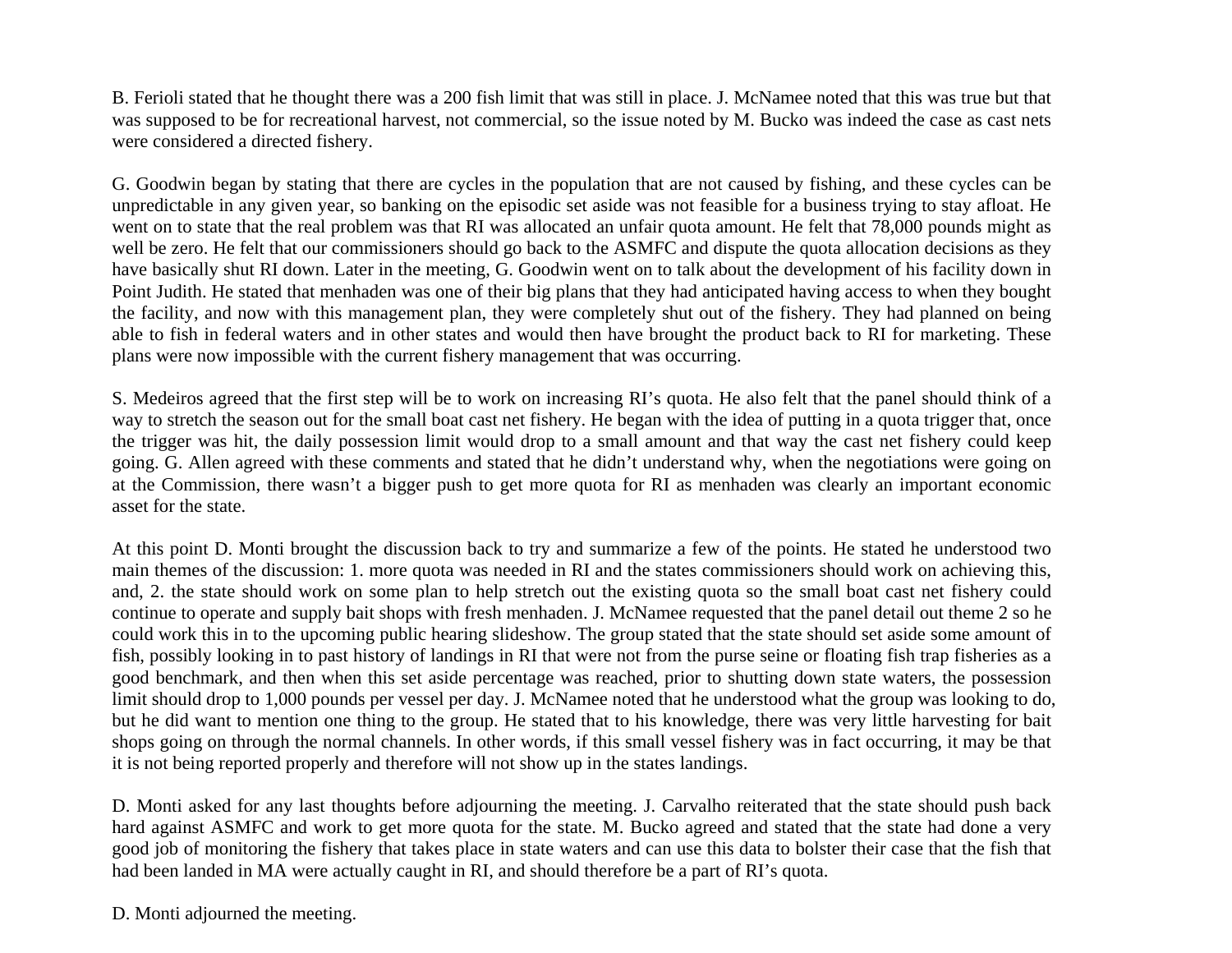B. Ferioli stated that he thought there was a 200 fish limit that was still in place. J. McNamee noted that this was true but that was supposed to be for recreational harvest, not commercial, so the issue noted by M. Bucko was indeed the case as cast nets were considered a directed fishery.

G. Goodwin began by stating that there are cycles in the population that are not caused by fishing, and these cycles can be unpredictable in any given year, so banking on the episodic set aside was not feasible for a business trying to stay afloat. He went on to state that the real problem was that RI was allocated an unfair quota amount. He felt that 78,000 pounds might as well be zero. He felt that our commissioners should go back to the ASMFC and dispute the quota allocation decisions as they have basically shut RI down. Later in the meeting, G. Goodwin went on to talk about the development of his facility down in Point Judith. He stated that menhaden was one of their big plans that they had anticipated having access to when they bought the facility, and now with this management plan, they were completely shut out of the fishery. They had planned on being able to fish in federal waters and in other states and would then have brought the product back to RI for marketing. These plans were now impossible with the current fishery management that was occurring.

S. Medeiros agreed that the first step will be to work on increasing RI's quota. He also felt that the panel should think of a way to stretch the season out for the small boat cast net fishery. He began with the idea of putting in a quota trigger that, once the trigger was hit, the daily possession limit would drop to a small amount and that way the cast net fishery could keep going. G. Allen agreed with these comments and stated that he didn't understand why, when the negotiations were going on at the Commission, there wasn't a bigger push to get more quota for RI as menhaden was clearly an important economic asset for the state.

At this point D. Monti brought the discussion back to try and summarize a few of the points. He stated he understood two main themes of the discussion: 1. more quota was needed in RI and the states commissioners should work on achieving this, and, 2. the state should work on some plan to help stretch out the existing quota so the small boat cast net fishery could continue to operate and supply bait shops with fresh menhaden. J. McNamee requested that the panel detail out theme 2 so he could work this in to the upcoming public hearing slideshow. The group stated that the state should set aside some amount of fish, possibly looking in to past history of landings in RI that were not from the purse seine or floating fish trap fisheries as a good benchmark, and then when this set aside percentage was reached, prior to shutting down state waters, the possession limit should drop to 1,000 pounds per vessel per day. J. McNamee noted that he understood what the group was looking to do, but he did want to mention one thing to the group. He stated that to his knowledge, there was very little harvesting for bait shops going on through the normal channels. In other words, if this small vessel fishery was in fact occurring, it may be that it is not being reported properly and therefore will not show up in the states landings.

D. Monti asked for any last thoughts before adjourning the meeting. J. Carvalho reiterated that the state should push back hard against ASMFC and work to get more quota for the state. M. Bucko agreed and stated that the state had done a very good job of monitoring the fishery that takes place in state waters and can use this data to bolster their case that the fish that had been landed in MA were actually caught in RI, and should therefore be a part of RI's quota.

D. Monti adjourned the meeting.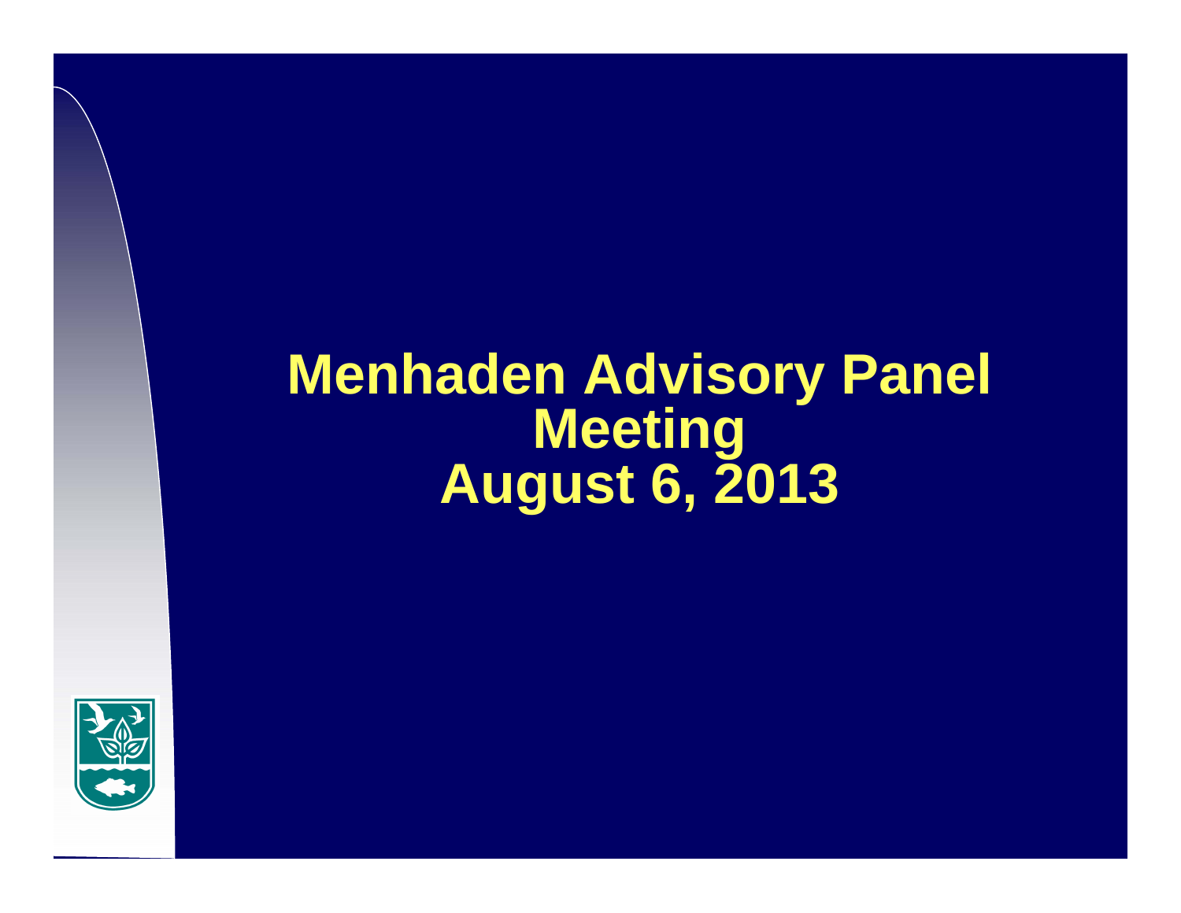# Menhaden Advisory Panel Meeting
# August 6, 2013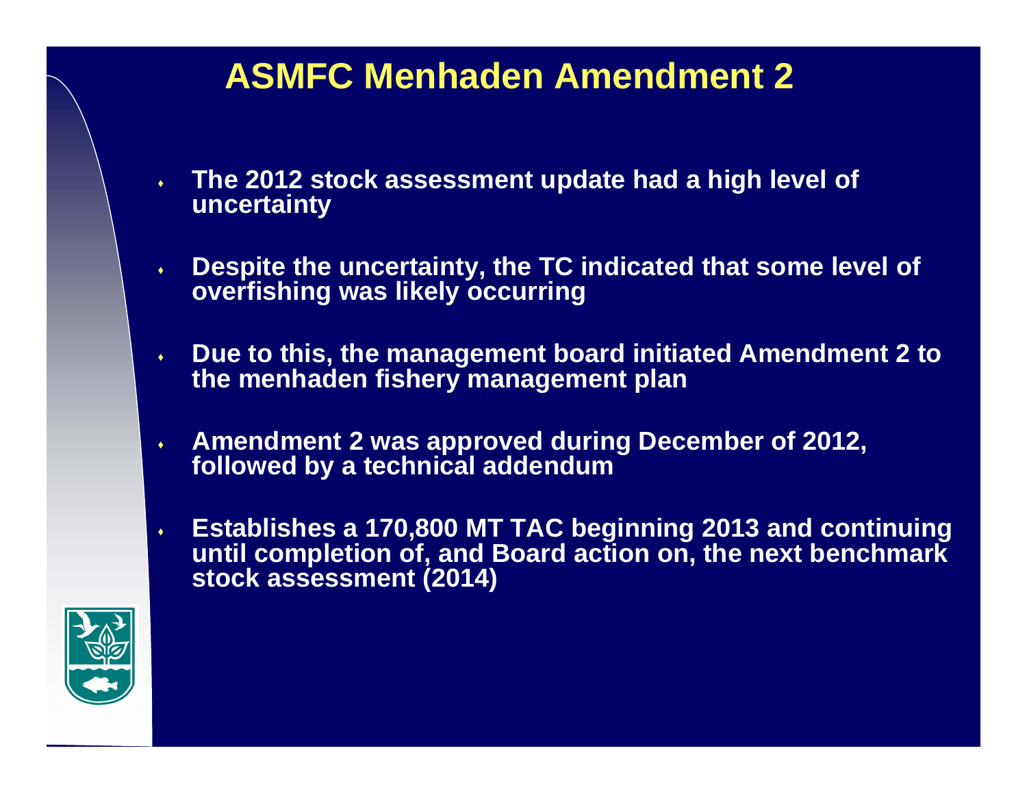# ASMFC Menhaden Amendment 2

- The 2012 stock assessment update had a high level of uncertainty
- Despite the uncertainty, the TC indicated that some level of overfishing was likely occurring
- Due to this, the management board initiated Amendment 2 to the menhaden fishery management plan
- Amendment 2 was approved during December of 2012, followed by a technical addendum
- Establishes a 170,800 MT TAC beginning 2013 and continuing until completion of, and Board action on, the next benchmark stock assessment (2014)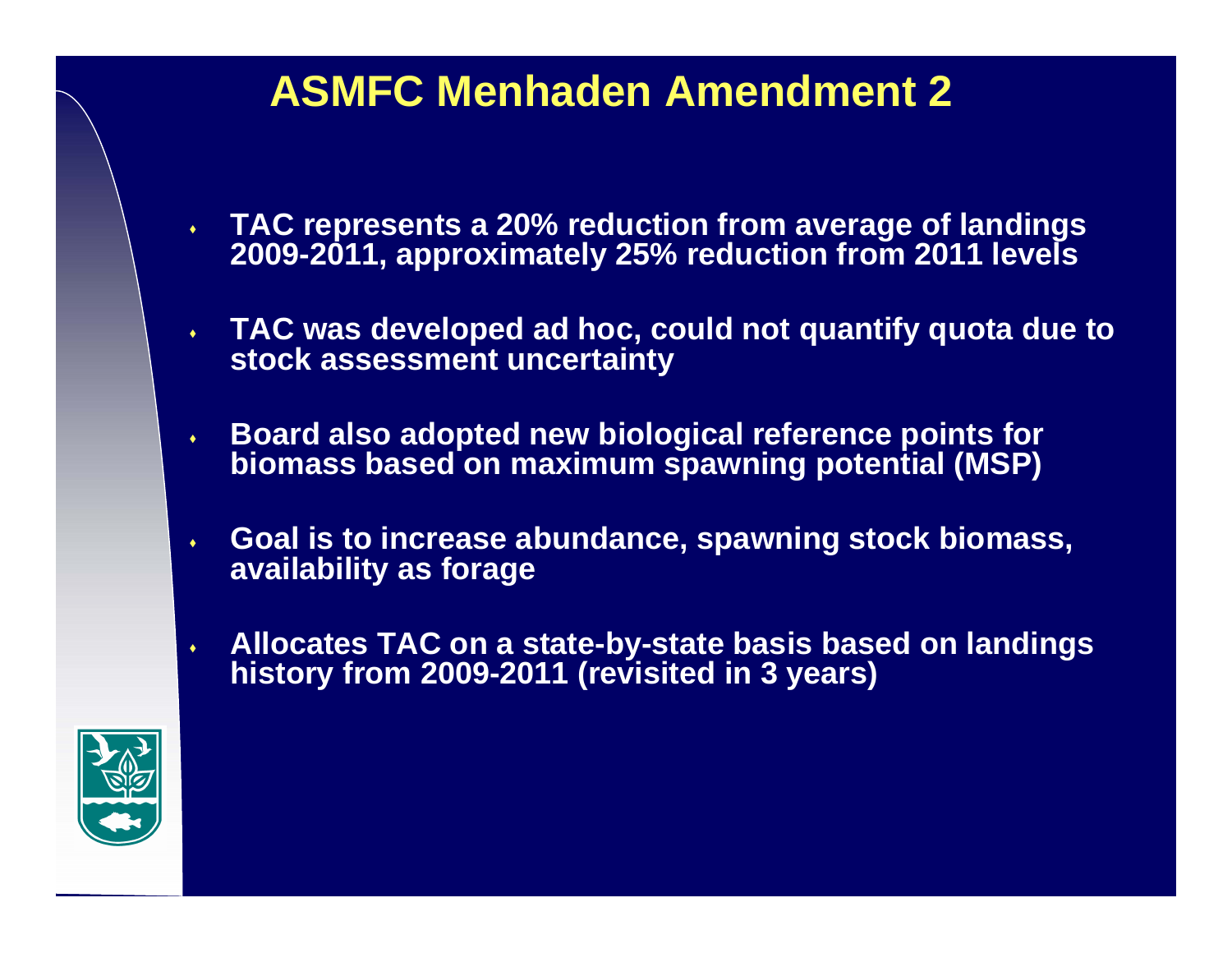# ASMFC Menhaden Amendment 2

- TAC represents a 20% reduction from average of landings 2009-2011, approximately 25% reduction from 2011 levels
- TAC was developed ad hoc, could not quantify quota due to stock assessment uncertainty
- Board also adopted new biological reference points for biomass based on maximum spawning potential (MSP)
- Goal is to increase abundance, spawning stock biomass, availability as forage
- Allocates TAC on a state-by-state basis based on landings history from 2009-2011 (revisited in 3 years)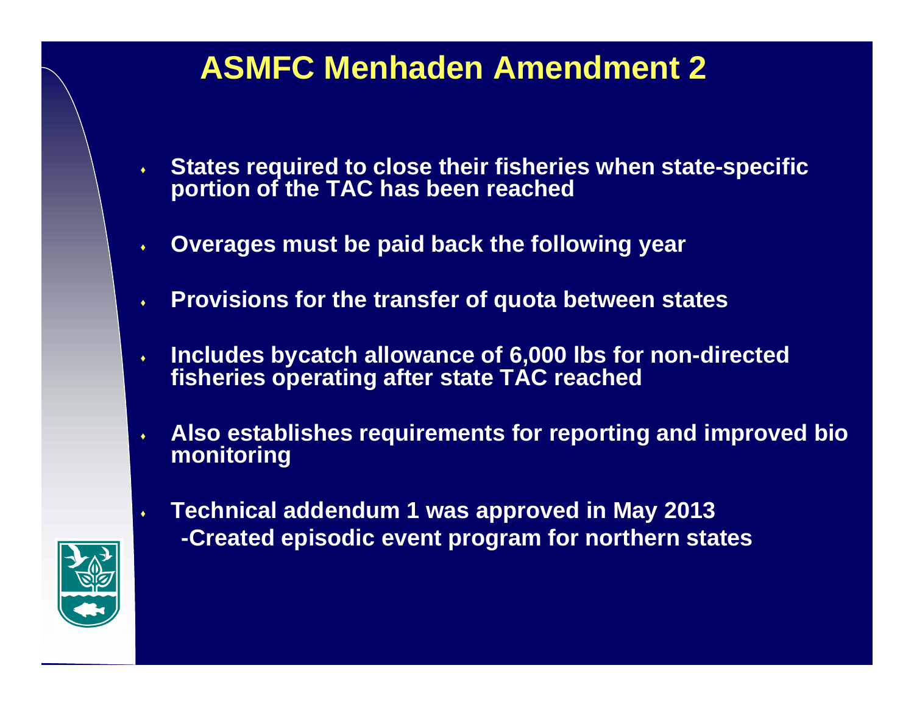# ASMFC Menhaden Amendment 2

- States required to close their fisheries when state-specific portion of the TAC has been reached
- Overages must be paid back the following year
- Provisions for the transfer of quota between states
- Includes bycatch allowance of 6,000 lbs for non-directed fisheries operating after state TAC reached
- Also establishes requirements for reporting and improved bio monitoring
- Technical addendum 1 was approved in May 2013
  -Created episodic event program for northern states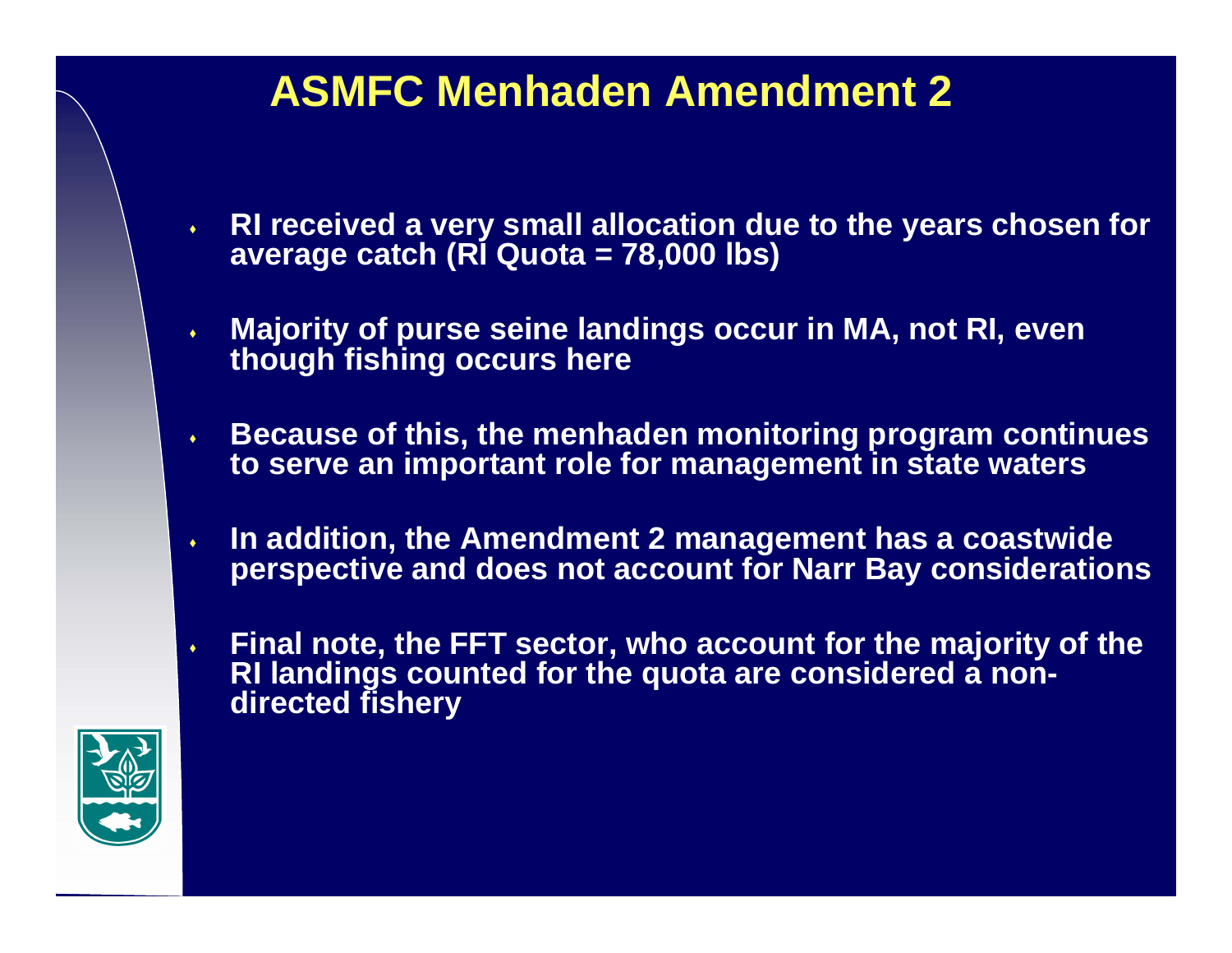# ASMFC Menhaden Amendment 2

- RI received a very small allocation due to the years chosen for average catch (RI Quota = 78,000 lbs)
- Majority of purse seine landings occur in MA, not RI, even though fishing occurs here
- Because of this, the menhaden monitoring program continues to serve an important role for management in state waters
- In addition, the Amendment 2 management has a coastwide perspective and does not account for Narr Bay considerations
- Final note, the FFT sector, who account for the majority of the RI landings counted for the quota are considered a non-directed fishery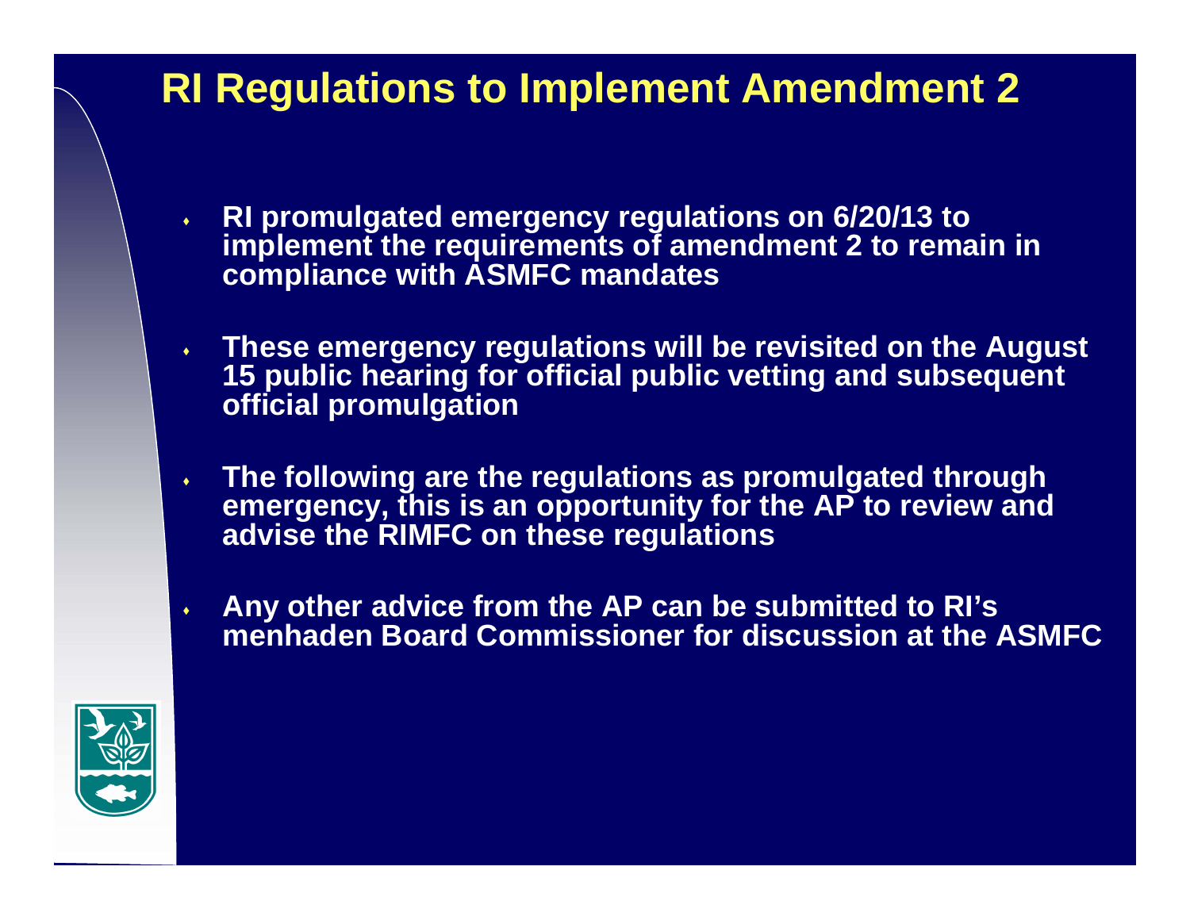# RI Regulations to Implement Amendment 2

- RI promulgated emergency regulations on 6/20/13 to implement the requirements of amendment 2 to remain in compliance with ASMFC mandates
- These emergency regulations will be revisited on the August 15 public hearing for official public vetting and subsequent official promulgation
- The following are the regulations as promulgated through emergency, this is an opportunity for the AP to review and advise the RIMFC on these regulations
- Any other advice from the AP can be submitted to RI's menhaden Board Commissioner for discussion at the ASMFC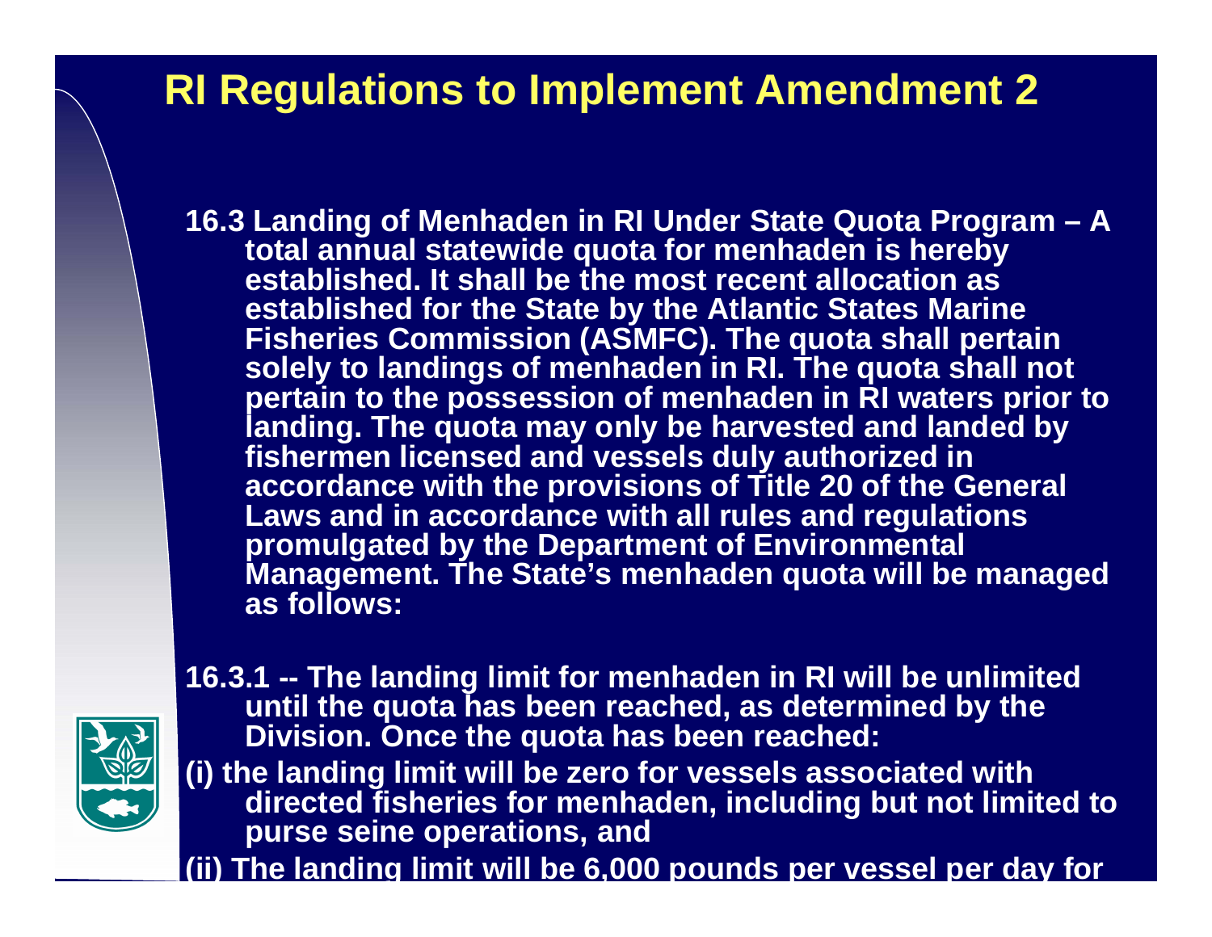# RI Regulations to Implement Amendment 2

**16.3 Landing of Menhaden in RI Under State Quota Program – A total annual statewide quota for menhaden is hereby established. It shall be the most recent allocation as established for the State by the Atlantic States Marine Fisheries Commission (ASMFC). The quota shall pertain solely to landings of menhaden in RI. The quota shall not pertain to the possession of menhaden in RI waters prior to landing. The quota may only be harvested and landed by fishermen licensed and vessels duly authorized in accordance with the provisions of Title 20 of the General Laws and in accordance with all rules and regulations promulgated by the Department of Environmental Management. The State's menhaden quota will be managed as follows:**

**16.3.1 -- The landing limit for menhaden in RI will be unlimited until the quota has been reached, as determined by the Division. Once the quota has been reached:**

**(i) the landing limit will be zero for vessels associated with directed fisheries for menhaden, including but not limited to purse seine operations, and**

**(ii) The landing limit will be 6,000 pounds per vessel per day for**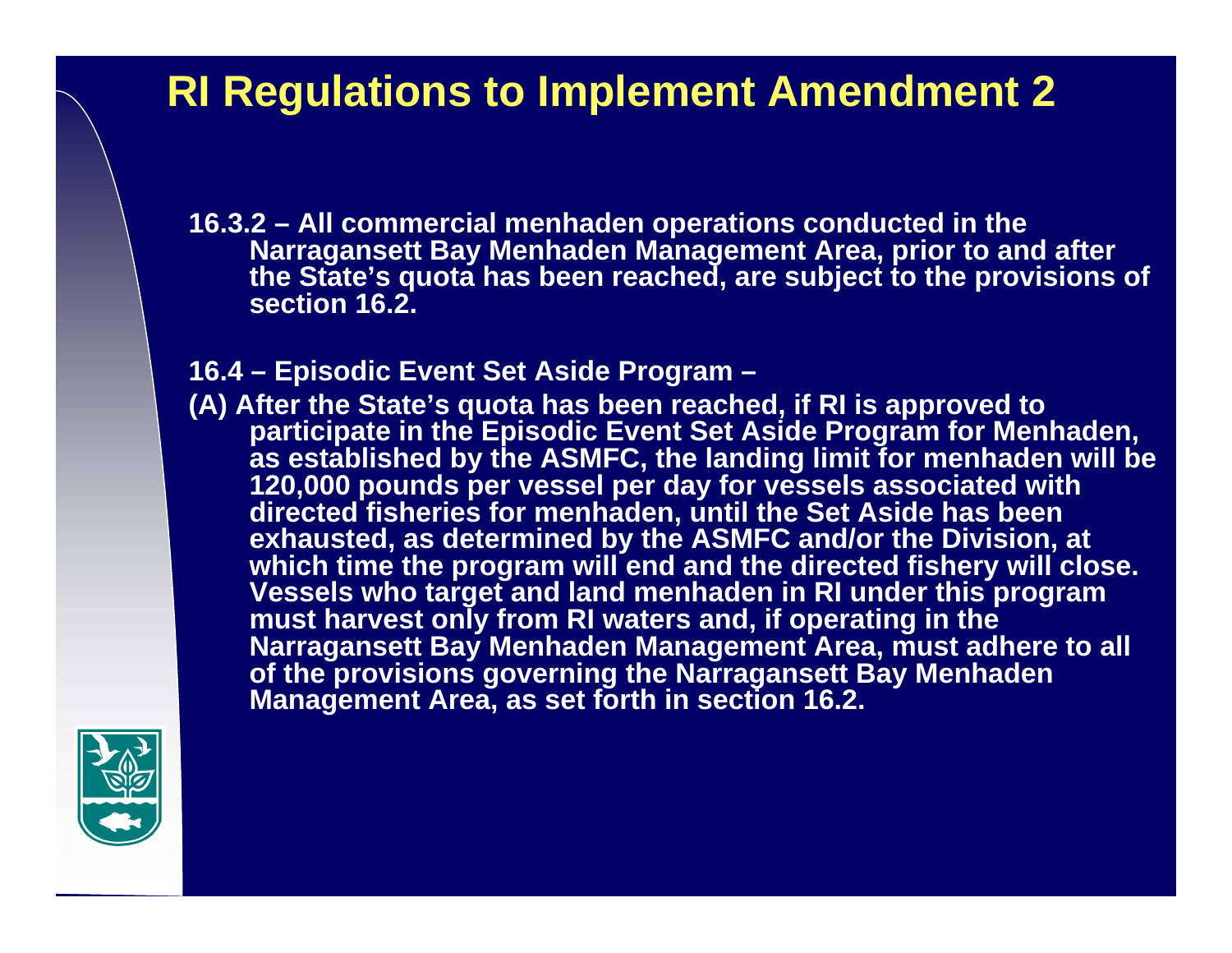# RI Regulations to Implement Amendment 2

**16.3.2 – All commercial menhaden operations conducted in the Narragansett Bay Menhaden Management Area, prior to and after the State's quota has been reached, are subject to the provisions of section 16.2.**

**16.4 – Episodic Event Set Aside Program –**

**(A) After the State's quota has been reached, if RI is approved to participate in the Episodic Event Set Aside Program for Menhaden, as established by the ASMFC, the landing limit for menhaden will be 120,000 pounds per vessel per day for vessels associated with directed fisheries for menhaden, until the Set Aside has been exhausted, as determined by the ASMFC and/or the Division, at which time the program will end and the directed fishery will close. Vessels who target and land menhaden in RI under this program must harvest only from RI waters and, if operating in the Narragansett Bay Menhaden Management Area, must adhere to all of the provisions governing the Narragansett Bay Menhaden Management Area, as set forth in section 16.2.**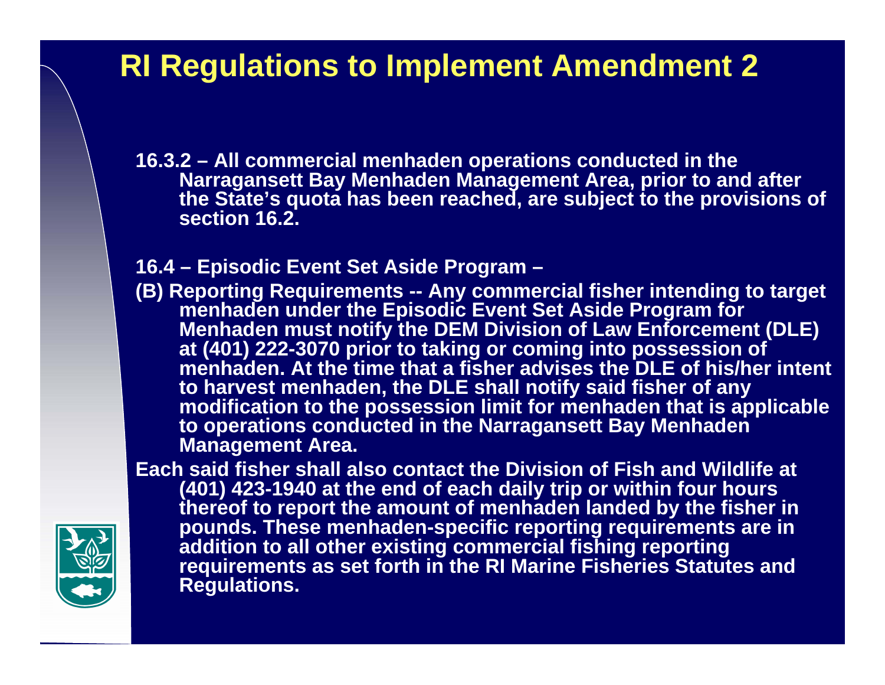# RI Regulations to Implement Amendment 2

**16.3.2 – All commercial menhaden operations conducted in the Narragansett Bay Menhaden Management Area, prior to and after the State's quota has been reached, are subject to the provisions of section 16.2.**

**16.4 – Episodic Event Set Aside Program –**

**(B) Reporting Requirements -- Any commercial fisher intending to target menhaden under the Episodic Event Set Aside Program for Menhaden must notify the DEM Division of Law Enforcement (DLE) at (401) 222-3070 prior to taking or coming into possession of menhaden. At the time that a fisher advises the DLE of his/her intent to harvest menhaden, the DLE shall notify said fisher of any modification to the possession limit for menhaden that is applicable to operations conducted in the Narragansett Bay Menhaden Management Area.**

**Each said fisher shall also contact the Division of Fish and Wildlife at (401) 423-1940 at the end of each daily trip or within four hours thereof to report the amount of menhaden landed by the fisher in pounds. These menhaden-specific reporting requirements are in addition to all other existing commercial fishing reporting requirements as set forth in the RI Marine Fisheries Statutes and Regulations.**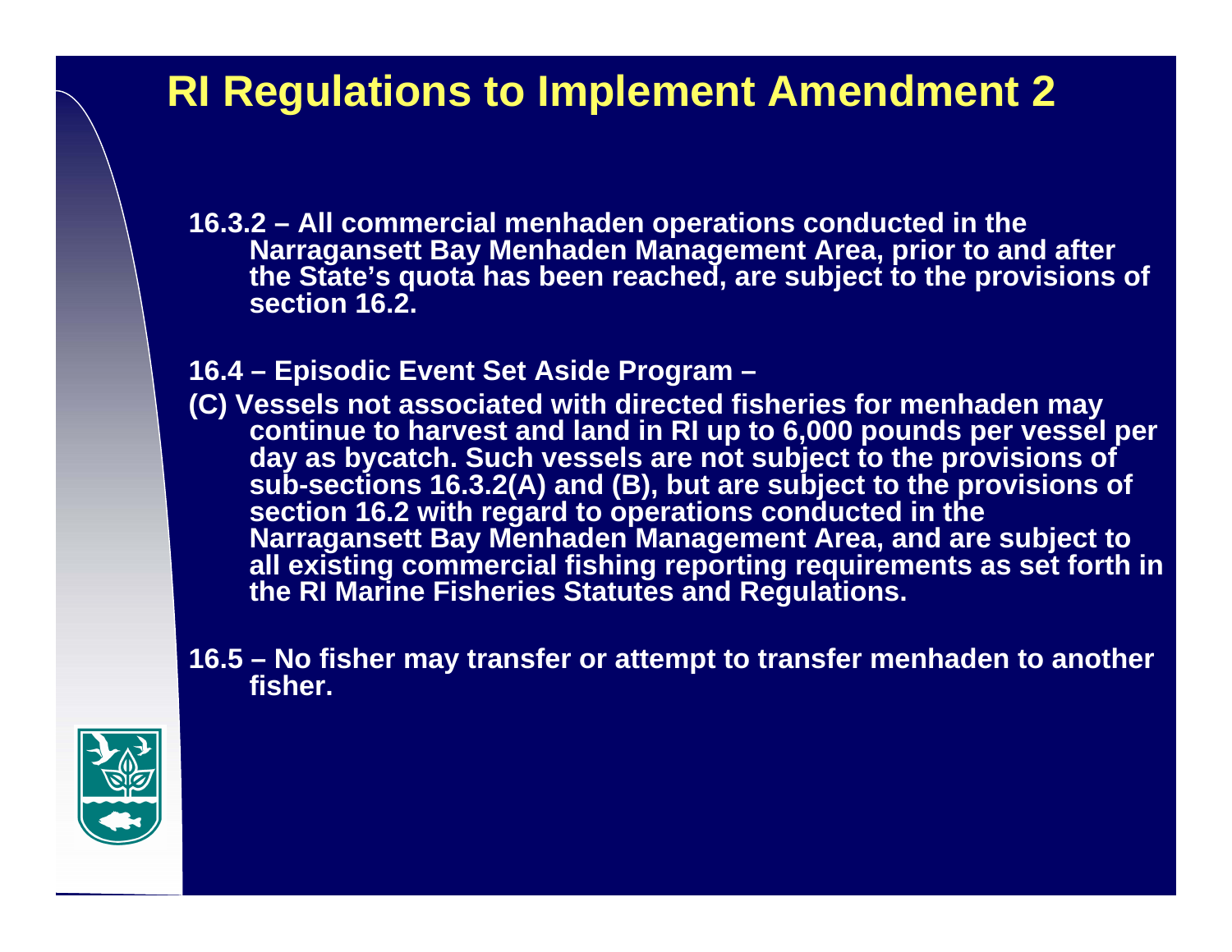# RI Regulations to Implement Amendment 2

16.3.2 – All commercial menhaden operations conducted in the Narragansett Bay Menhaden Management Area, prior to and after the State's quota has been reached, are subject to the provisions of section 16.2.

16.4 – Episodic Event Set Aside Program –

(C) Vessels not associated with directed fisheries for menhaden may continue to harvest and land in RI up to 6,000 pounds per vessel per day as bycatch. Such vessels are not subject to the provisions of sub-sections 16.3.2(A) and (B), but are subject to the provisions of section 16.2 with regard to operations conducted in the Narragansett Bay Menhaden Management Area, and are subject to all existing commercial fishing reporting requirements as set forth in the RI Marine Fisheries Statutes and Regulations.

16.5 – No fisher may transfer or attempt to transfer menhaden to another fisher.